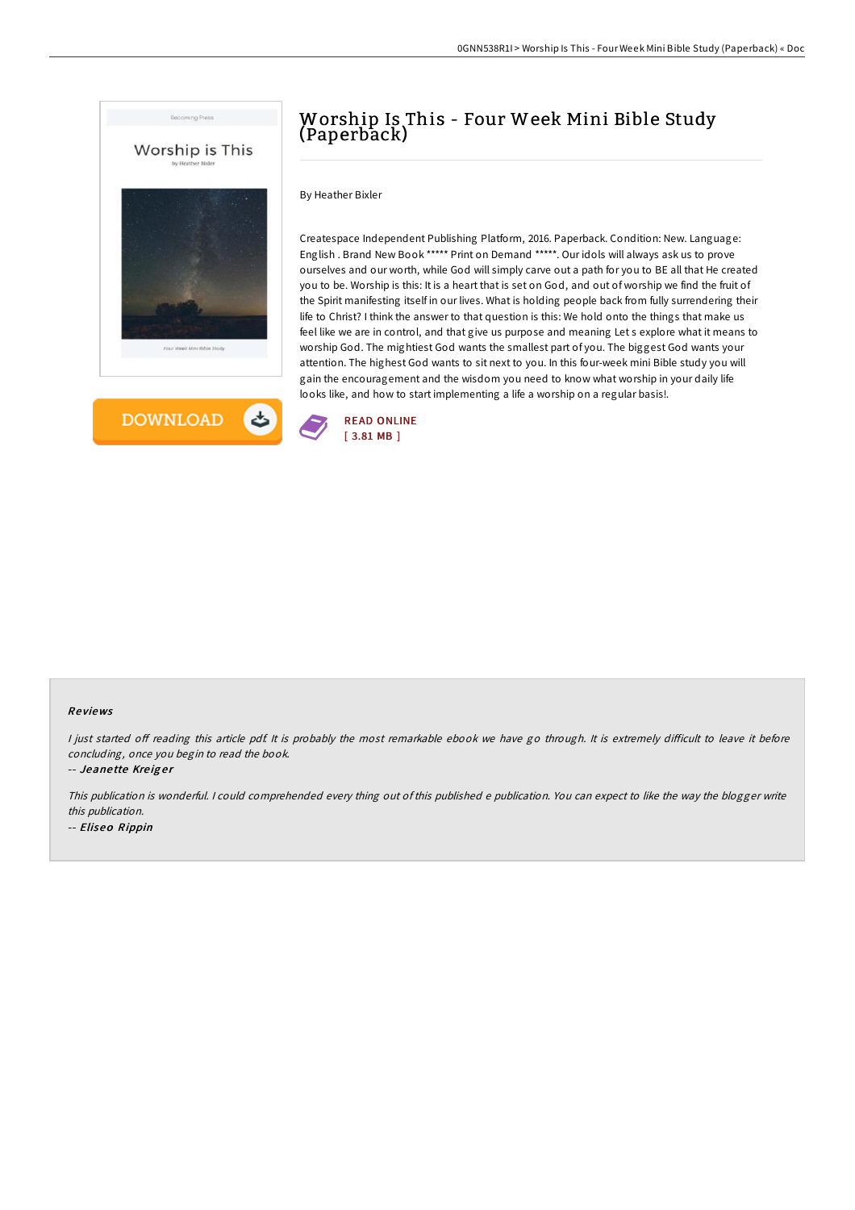# Worship Is This - Four Week Mini Bible Study (Paperback)

By Heather Bixler

Createspace Independent Publishing Platform, 2016. Paperback. Condition: New. Language: English . Brand New Book ***** Print on Demand *****. Our idols will always ask us to prove ourselves and our worth, while God will simply carve out a path for you to BE all that He created you to be. Worship is this: It is a heart that is set on God, and out of worship we find the fruit of the Spirit manifesting itself in our lives. What is holding people back from fully surrendering their life to Christ? I think the answer to that question is this: We hold onto the things that make us feel like we are in control, and that give us purpose and meaning Let s explore what it means to worship God. The mightiest God wants the smallest part of you. The biggest God wants your attention. The highest God wants to sit next to you. In this four-week mini Bible study you will gain the encouragement and the wisdom you need to know what worship in your daily life looks like, and how to start implementing a life a worship on a regular basis!.

DOWNLOAD

READ ONLINE
[ 3.81 MB ]

### Reviews

*I just started off reading this article pdf. It is probably the most remarkable ebook we have go through. It is extremely difficult to leave it before concluding, once you begin to read the book.*

-- ***Jeanette Kreiger***

*This publication is wonderful. I could comprehended every thing out of this published e publication. You can expect to like the way the blogger write this publication.*

-- ***Eliseo Rippin***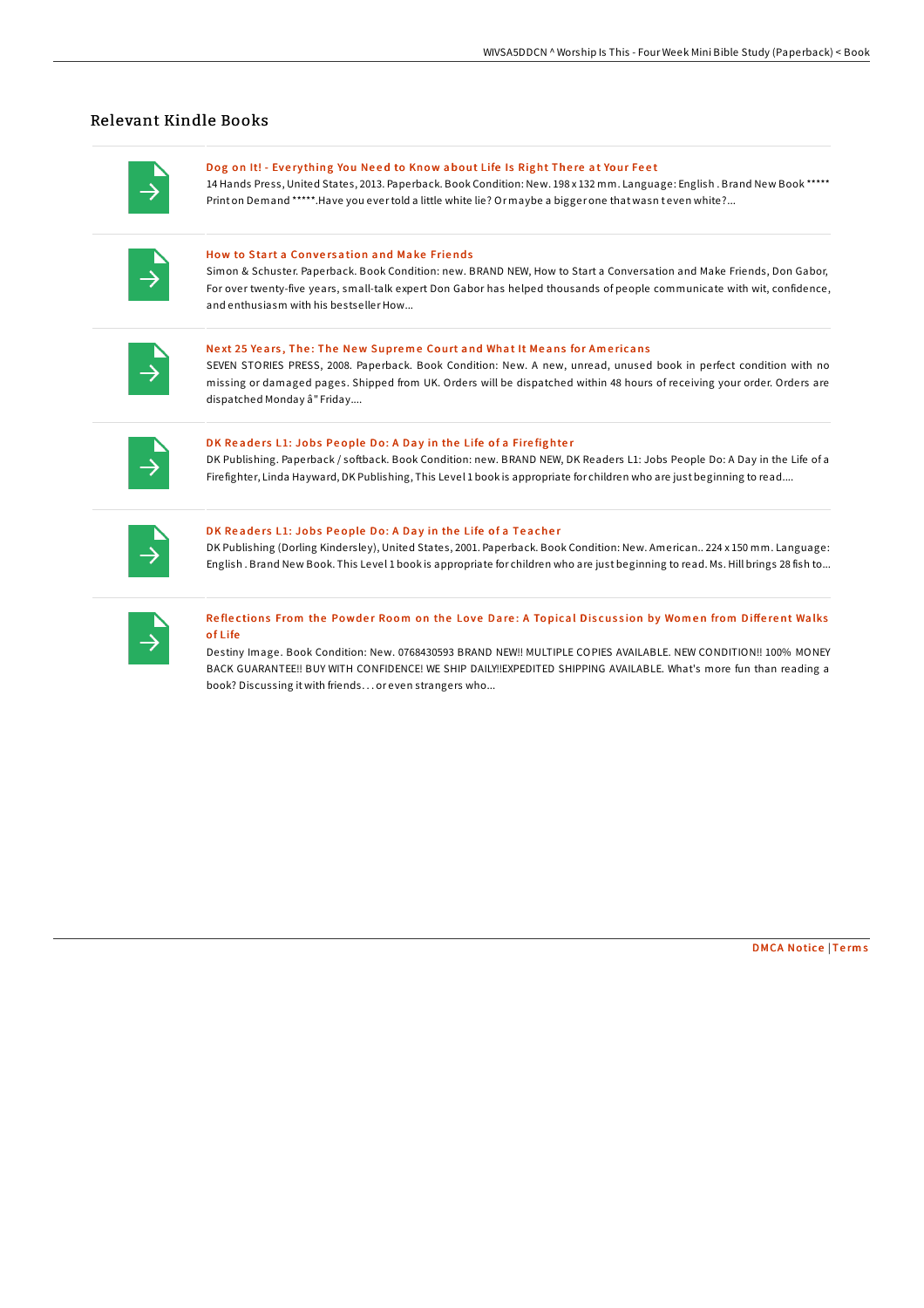## Relevant Kindle Books

### Dog on It! - Everything You Need to Know about Life Is Right There at Your Feet

14 Hands Press, United States, 2013. Paperback. Book Condition: New. 198 x 132 mm. Language: English . Brand New Book ***** Print on Demand *****.Have you ever told a little white lie? Or maybe a bigger one that wasn t even white?...

### How to Start a Conversation and Make Friends

Simon & Schuster. Paperback. Book Condition: new. BRAND NEW, How to Start a Conversation and Make Friends, Don Gabor, For over twenty-five years, small-talk expert Don Gabor has helped thousands of people communicate with wit, confidence, and enthusiasm with his bestseller How...

### Next 25 Years, The: The New Supreme Court and What It Means for Americans

SEVEN STORIES PRESS, 2008. Paperback. Book Condition: New. A new, unread, unused book in perfect condition with no missing or damaged pages. Shipped from UK. Orders will be dispatched within 48 hours of receiving your order. Orders are dispatched Monday â" Friday....

### DK Readers L1: Jobs People Do: A Day in the Life of a Firefighter

DK Publishing. Paperback / softback. Book Condition: new. BRAND NEW, DK Readers L1: Jobs People Do: A Day in the Life of a Firefighter, Linda Hayward, DK Publishing, This Level 1 book is appropriate for children who are just beginning to read....

### DK Readers L1: Jobs People Do: A Day in the Life of a Teacher

DK Publishing (Dorling Kindersley), United States, 2001. Paperback. Book Condition: New. American.. 224 x 150 mm. Language: English . Brand New Book. This Level 1 book is appropriate for children who are just beginning to read. Ms. Hill brings 28 fish to...

### Reflections From the Powder Room on the Love Dare: A Topical Discussion by Women from Different Walks of Life

Destiny Image. Book Condition: New. 0768430593 BRAND NEW!! MULTIPLE COPIES AVAILABLE. NEW CONDITION!! 100% MONEY BACK GUARANTEE!! BUY WITH CONFIDENCE! WE SHIP DAILY!!EXPEDITED SHIPPING AVAILABLE. What's more fun than reading a book? Discussing it with friends. . . or even strangers who...

DMCA Notice | Terms